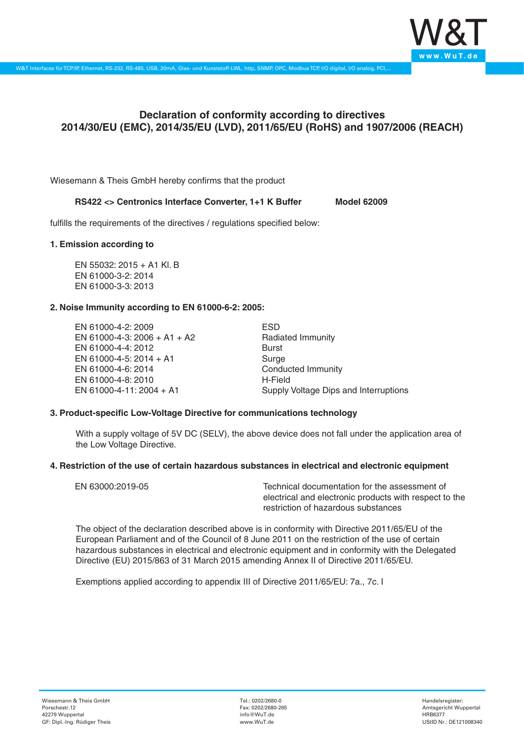# Declaration of conformity according to directives 2014/30/EU (EMC), 2014/35/EU (LVD), 2011/65/EU (RoHS) and 1907/2006 (REACH)

Wiesemann & Theis GmbH hereby confirms that the product

**RS422 <> Centronics Interface Converter, 1+1 K Buffer** **Model 62009**

fulfills the requirements of the directives / regulations specified below:

### 1. Emission according to

EN 55032: 2015 + A1 Kl. B
EN 61000-3-2: 2014
EN 61000-3-3: 2013

### 2. Noise Immunity according to EN 61000-6-2: 2005:

| | |
|---|---|
| EN 61000-4-2: 2009 | ESD |
| EN 61000-4-3: 2006 + A1 + A2 | Radiated Immunity |
| EN 61000-4-4: 2012 | Burst |
| EN 61000-4-5: 2014 + A1 | Surge |
| EN 61000-4-6: 2014 | Conducted Immunity |
| EN 61000-4-8: 2010 | H-Field |
| EN 61000-4-11: 2004 + A1 | Supply Voltage Dips and Interruptions |

### 3. Product-specific Low-Voltage Directive for communications technology

With a supply voltage of 5V DC (SELV), the above device does not fall under the application area of the Low Voltage Directive.

### 4. Restriction of the use of certain hazardous substances in electrical and electronic equipment

| | |
|---|---|
| EN 63000:2019-05 | Technical documentation for the assessment of electrical and electronic products with respect to the restriction of hazardous substances |

The object of the declaration described above is in conformity with Directive 2011/65/EU of the European Parliament and of the Council of 8 June 2011 on the restriction of the use of certain hazardous substances in electrical and electronic equipment and in conformity with the Delegated Directive (EU) 2015/863 of 31 March 2015 amending Annex II of Directive 2011/65/EU.

Exemptions applied according to appendix III of Directive 2011/65/EU: 7a., 7c. I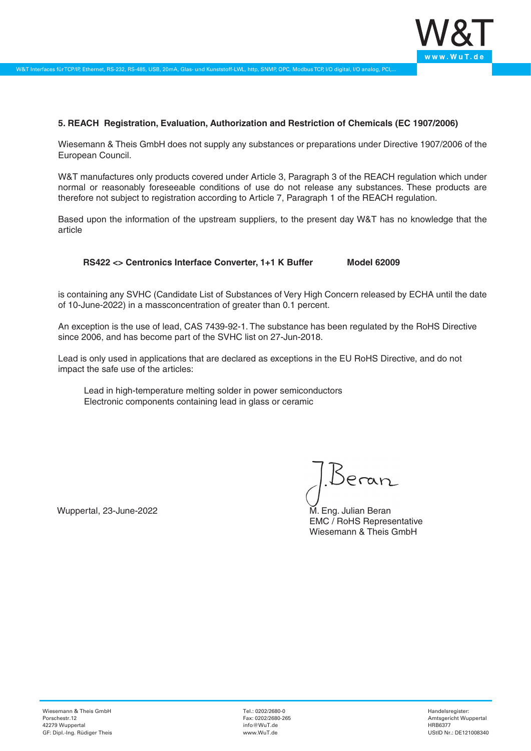### 5. REACH Registration, Evaluation, Authorization and Restriction of Chemicals (EC 1907/2006)

Wiesemann & Theis GmbH does not supply any substances or preparations under Directive 1907/2006 of the European Council.

W&T manufactures only products covered under Article 3, Paragraph 3 of the REACH regulation which under normal or reasonably foreseeable conditions of use do not release any substances. These products are therefore not subject to registration according to Article 7, Paragraph 1 of the REACH regulation.

Based upon the information of the upstream suppliers, to the present day W&T has no knowledge that the article

**RS422 <> Centronics Interface Converter, 1+1 K Buffer    Model 62009**

is containing any SVHC (Candidate List of Substances of Very High Concern released by ECHA until the date of 10-June-2022) in a massconcentration of greater than 0.1 percent.

An exception is the use of lead, CAS 7439-92-1. The substance has been regulated by the RoHS Directive since 2006, and has become part of the SVHC list on 27-Jun-2018.

Lead is only used in applications that are declared as exceptions in the EU RoHS Directive, and do not impact the safe use of the articles:

Lead in high-temperature melting solder in power semiconductors
Electronic components containing lead in glass or ceramic

Wuppertal, 23-June-2022

J. Beran

M. Eng. Julian Beran
EMC / RoHS Representative
Wiesemann & Theis GmbH